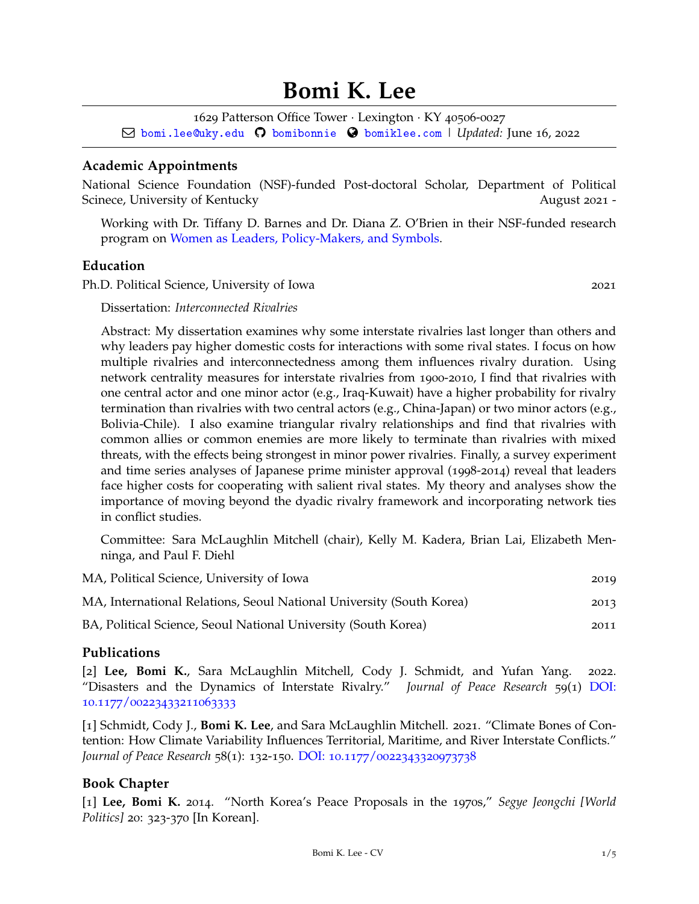# Bomi K. Lee

1629 Patterson Office Tower · Lexington · KY 40506-0027
bomi.lee@uky.edu bomibonnie bomiklee.com | *Updated:* June 16, 2022

## Academic Appointments

National Science Foundation (NSF)-funded Post-doctoral Scholar, Department of Political Scinece, University of Kentucky August 2021 -

Working with Dr. Tiffany D. Barnes and Dr. Diana Z. O'Brien in their NSF-funded research program on Women as Leaders, Policy-Makers, and Symbols.

## Education

Ph.D. Political Science, University of Iowa 2021

Dissertation: *Interconnected Rivalries*

Abstract: My dissertation examines why some interstate rivalries last longer than others and why leaders pay higher domestic costs for interactions with some rival states. I focus on how multiple rivalries and interconnectedness among them influences rivalry duration. Using network centrality measures for interstate rivalries from 1900-2010, I find that rivalries with one central actor and one minor actor (e.g., Iraq-Kuwait) have a higher probability for rivalry termination than rivalries with two central actors (e.g., China-Japan) or two minor actors (e.g., Bolivia-Chile). I also examine triangular rivalry relationships and find that rivalries with common allies or common enemies are more likely to terminate than rivalries with mixed threats, with the effects being strongest in minor power rivalries. Finally, a survey experiment and time series analyses of Japanese prime minister approval (1998-2014) reveal that leaders face higher costs for cooperating with salient rival states. My theory and analyses show the importance of moving beyond the dyadic rivalry framework and incorporating network ties in conflict studies.

Committee: Sara McLaughlin Mitchell (chair), Kelly M. Kadera, Brian Lai, Elizabeth Menninga, and Paul F. Diehl

MA, Political Science, University of Iowa 2019

MA, International Relations, Seoul National University (South Korea) 2013

BA, Political Science, Seoul National University (South Korea) 2011

## Publications

[2] **Lee, Bomi K.**, Sara McLaughlin Mitchell, Cody J. Schmidt, and Yufan Yang. 2022. "Disasters and the Dynamics of Interstate Rivalry." *Journal of Peace Research* 59(1) DOI: 10.1177/00223433211063333

[1] Schmidt, Cody J., **Bomi K. Lee**, and Sara McLaughlin Mitchell. 2021. "Climate Bones of Contention: How Climate Variability Influences Territorial, Maritime, and River Interstate Conflicts." *Journal of Peace Research* 58(1): 132-150. DOI: 10.1177/0022343320973738

## Book Chapter

[1] **Lee, Bomi K.** 2014. "North Korea's Peace Proposals in the 1970s," *Segye Jeongchi [World Politics]* 20: 323-370 [In Korean].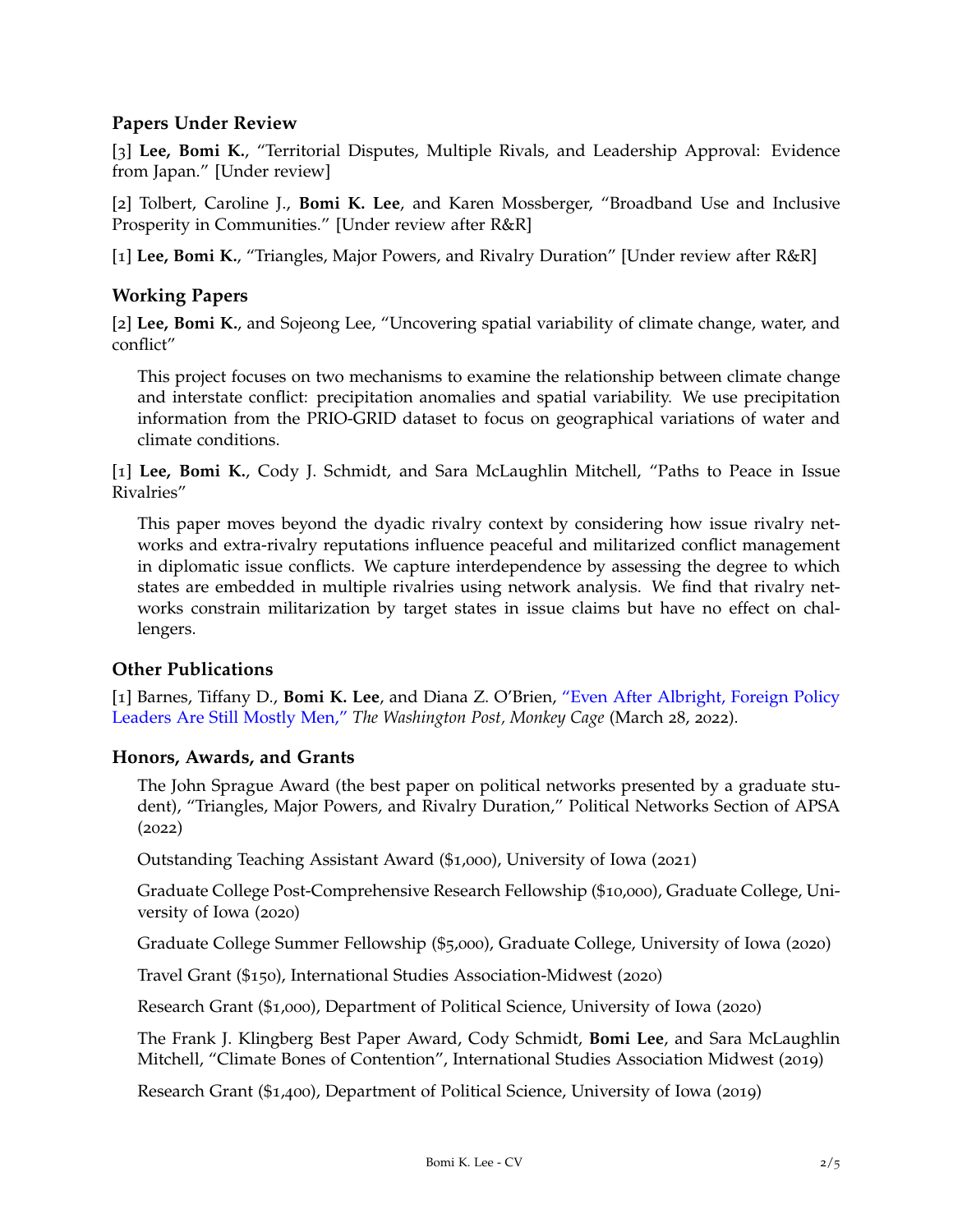### Papers Under Review

[3] **Lee, Bomi K.**, "Territorial Disputes, Multiple Rivals, and Leadership Approval: Evidence from Japan." [Under review]

[2] Tolbert, Caroline J., **Bomi K. Lee**, and Karen Mossberger, "Broadband Use and Inclusive Prosperity in Communities." [Under review after R&R]

[1] **Lee, Bomi K.**, "Triangles, Major Powers, and Rivalry Duration" [Under review after R&R]

### Working Papers

[2] **Lee, Bomi K.**, and Sojeong Lee, "Uncovering spatial variability of climate change, water, and conflict"

This project focuses on two mechanisms to examine the relationship between climate change and interstate conflict: precipitation anomalies and spatial variability. We use precipitation information from the PRIO-GRID dataset to focus on geographical variations of water and climate conditions.

[1] **Lee, Bomi K.**, Cody J. Schmidt, and Sara McLaughlin Mitchell, "Paths to Peace in Issue Rivalries"

This paper moves beyond the dyadic rivalry context by considering how issue rivalry networks and extra-rivalry reputations influence peaceful and militarized conflict management in diplomatic issue conflicts. We capture interdependence by assessing the degree to which states are embedded in multiple rivalries using network analysis. We find that rivalry networks constrain militarization by target states in issue claims but have no effect on challengers.

### Other Publications

[1] Barnes, Tiffany D., **Bomi K. Lee**, and Diana Z. O'Brien, "Even After Albright, Foreign Policy Leaders Are Still Mostly Men," *The Washington Post, Monkey Cage* (March 28, 2022).

### Honors, Awards, and Grants

The John Sprague Award (the best paper on political networks presented by a graduate student), "Triangles, Major Powers, and Rivalry Duration," Political Networks Section of APSA (2022)

Outstanding Teaching Assistant Award ($1,000), University of Iowa (2021)

Graduate College Post-Comprehensive Research Fellowship ($10,000), Graduate College, University of Iowa (2020)

Graduate College Summer Fellowship ($5,000), Graduate College, University of Iowa (2020)

Travel Grant ($150), International Studies Association-Midwest (2020)

Research Grant ($1,000), Department of Political Science, University of Iowa (2020)

The Frank J. Klingberg Best Paper Award, Cody Schmidt, **Bomi Lee**, and Sara McLaughlin Mitchell, "Climate Bones of Contention", International Studies Association Midwest (2019)

Research Grant ($1,400), Department of Political Science, University of Iowa (2019)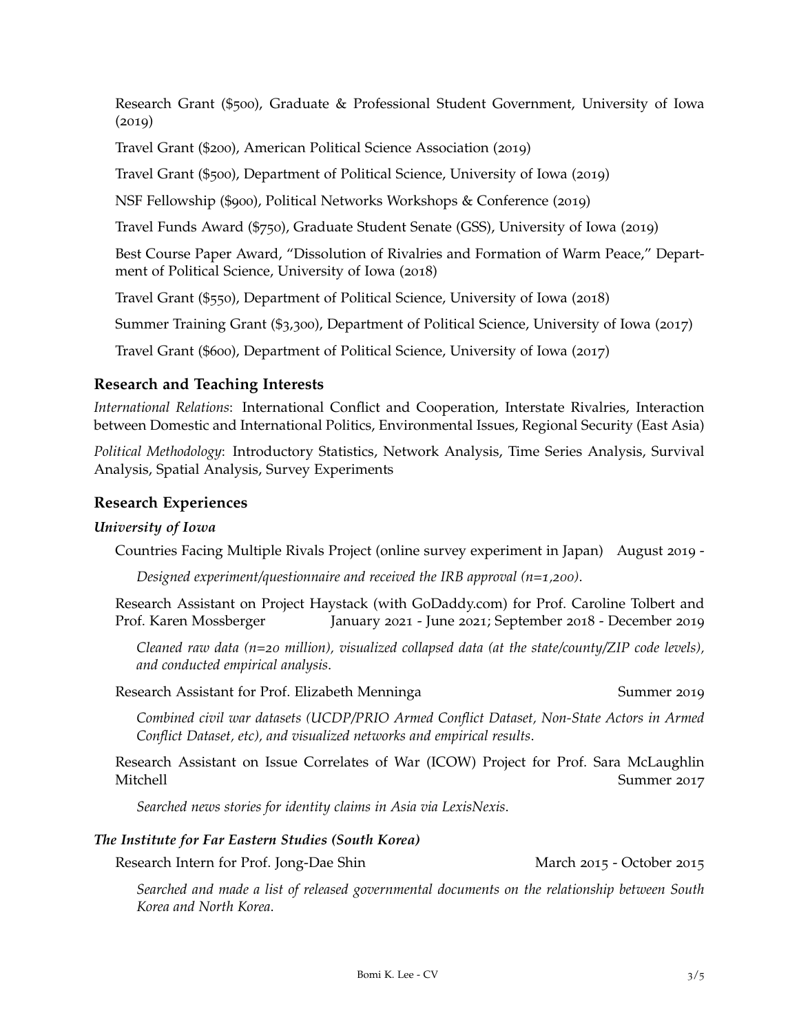Research Grant ($500), Graduate & Professional Student Government, University of Iowa (2019)

Travel Grant ($200), American Political Science Association (2019)

Travel Grant ($500), Department of Political Science, University of Iowa (2019)

NSF Fellowship ($900), Political Networks Workshops & Conference (2019)

Travel Funds Award ($750), Graduate Student Senate (GSS), University of Iowa (2019)

Best Course Paper Award, "Dissolution of Rivalries and Formation of Warm Peace," Department of Political Science, University of Iowa (2018)

Travel Grant ($550), Department of Political Science, University of Iowa (2018)

Summer Training Grant ($3,300), Department of Political Science, University of Iowa (2017)

Travel Grant ($600), Department of Political Science, University of Iowa (2017)

## Research and Teaching Interests

*International Relations*: International Conflict and Cooperation, Interstate Rivalries, Interaction between Domestic and International Politics, Environmental Issues, Regional Security (East Asia)

*Political Methodology*: Introductory Statistics, Network Analysis, Time Series Analysis, Survival Analysis, Spatial Analysis, Survey Experiments

## Research Experiences

### *University of Iowa*

Countries Facing Multiple Rivals Project (online survey experiment in Japan) August 2019 -

*Designed experiment/questionnaire and received the IRB approval (n=1,200).*

Research Assistant on Project Haystack (with GoDaddy.com) for Prof. Caroline Tolbert and Prof. Karen Mossberger January 2021 - June 2021; September 2018 - December 2019

*Cleaned raw data (n=20 million), visualized collapsed data (at the state/county/ZIP code levels), and conducted empirical analysis.*

Research Assistant for Prof. Elizabeth Menninga Summer 2019

*Combined civil war datasets (UCDP/PRIO Armed Conflict Dataset, Non-State Actors in Armed Conflict Dataset, etc), and visualized networks and empirical results.*

Research Assistant on Issue Correlates of War (ICOW) Project for Prof. Sara McLaughlin Mitchell Summer 2017

*Searched news stories for identity claims in Asia via LexisNexis.*

### *The Institute for Far Eastern Studies (South Korea)*

Research Intern for Prof. Jong-Dae Shin March 2015 - October 2015

*Searched and made a list of released governmental documents on the relationship between South Korea and North Korea.*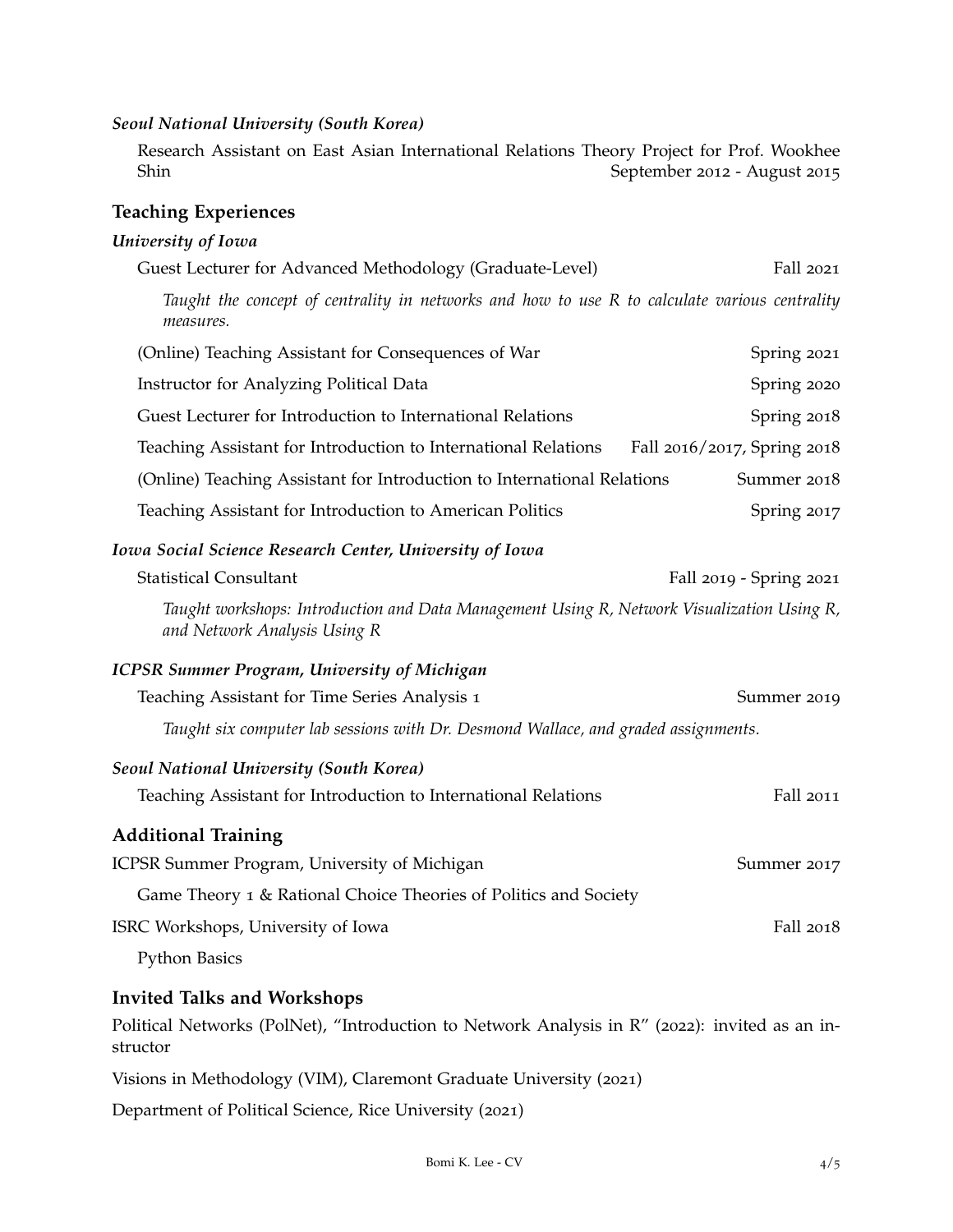### *Seoul National University (South Korea)*

Research Assistant on East Asian International Relations Theory Project for Prof. Wookhee Shin — September 2012 - August 2015

## Teaching Experiences

### *University of Iowa*

Guest Lecturer for Advanced Methodology (Graduate-Level) — Fall 2021

*Taught the concept of centrality in networks and how to use R to calculate various centrality measures.*

(Online) Teaching Assistant for Consequences of War — Spring 2021

Instructor for Analyzing Political Data — Spring 2020

Guest Lecturer for Introduction to International Relations — Spring 2018

Teaching Assistant for Introduction to International Relations — Fall 2016/2017, Spring 2018

(Online) Teaching Assistant for Introduction to International Relations — Summer 2018

Teaching Assistant for Introduction to American Politics — Spring 2017

### *Iowa Social Science Research Center, University of Iowa*

Statistical Consultant — Fall 2019 - Spring 2021

*Taught workshops: Introduction and Data Management Using R, Network Visualization Using R, and Network Analysis Using R*

### *ICPSR Summer Program, University of Michigan*

Teaching Assistant for Time Series Analysis 1 — Summer 2019

*Taught six computer lab sessions with Dr. Desmond Wallace, and graded assignments.*

### *Seoul National University (South Korea)*

Teaching Assistant for Introduction to International Relations — Fall 2011

## Additional Training

ICPSR Summer Program, University of Michigan — Summer 2017

Game Theory 1 & Rational Choice Theories of Politics and Society

ISRC Workshops, University of Iowa — Fall 2018

Python Basics

## Invited Talks and Workshops

Political Networks (PolNet), "Introduction to Network Analysis in R" (2022): invited as an instructor

Visions in Methodology (VIM), Claremont Graduate University (2021)

Department of Political Science, Rice University (2021)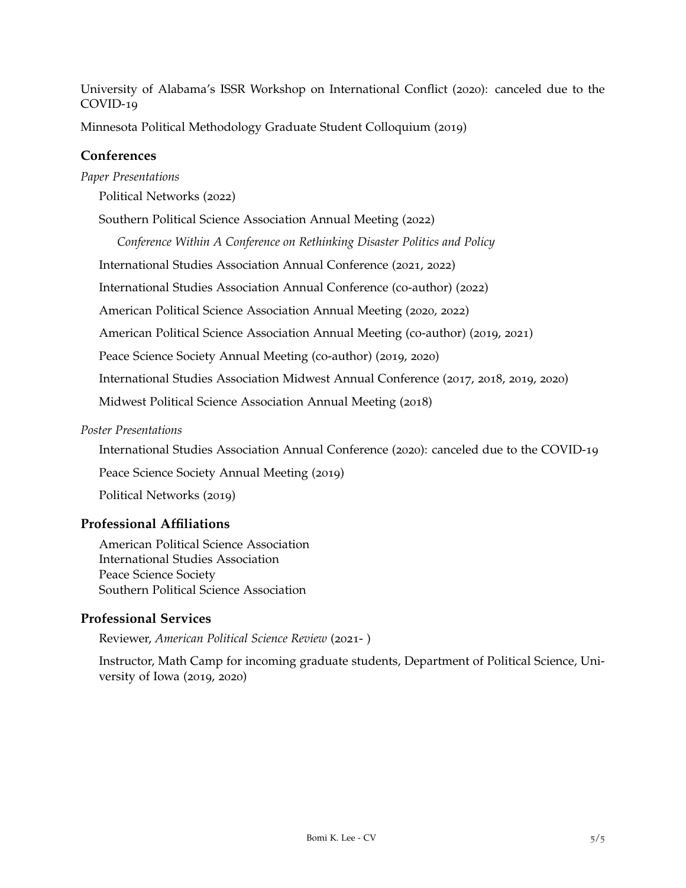University of Alabama's ISSR Workshop on International Conflict (2020): canceled due to the COVID-19

Minnesota Political Methodology Graduate Student Colloquium (2019)

## Conferences

*Paper Presentations*

Political Networks (2022)

Southern Political Science Association Annual Meeting (2022)

*Conference Within A Conference on Rethinking Disaster Politics and Policy*

International Studies Association Annual Conference (2021, 2022)

International Studies Association Annual Conference (co-author) (2022)

American Political Science Association Annual Meeting (2020, 2022)

American Political Science Association Annual Meeting (co-author) (2019, 2021)

Peace Science Society Annual Meeting (co-author) (2019, 2020)

International Studies Association Midwest Annual Conference (2017, 2018, 2019, 2020)

Midwest Political Science Association Annual Meeting (2018)

*Poster Presentations*

International Studies Association Annual Conference (2020): canceled due to the COVID-19

Peace Science Society Annual Meeting (2019)

Political Networks (2019)

## Professional Affiliations

American Political Science Association
International Studies Association
Peace Science Society
Southern Political Science Association

## Professional Services

Reviewer, *American Political Science Review* (2021- )

Instructor, Math Camp for incoming graduate students, Department of Political Science, University of Iowa (2019, 2020)